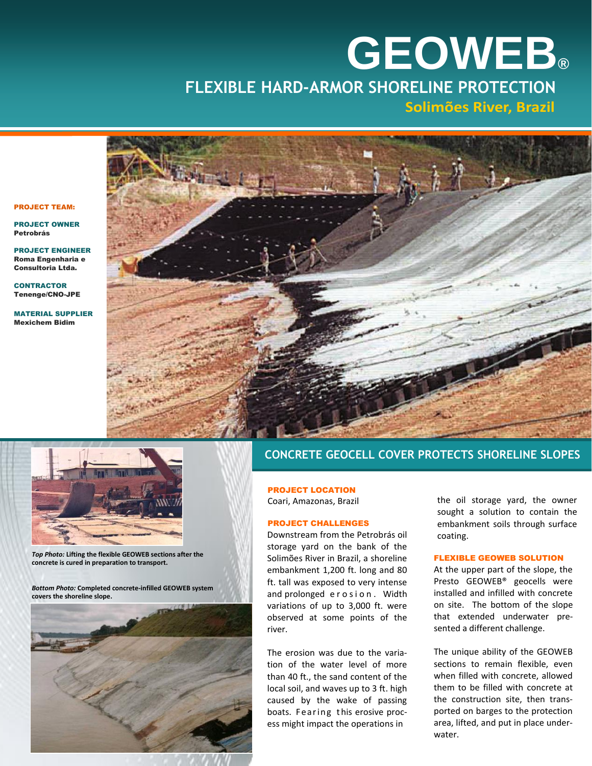# GEOWEB®

## FLEXIBLE HARD-ARMOR SHORELINE PROTECTION

### Solimões River, Brazil

**PROJECT TEAM:**

**PROJECT OWNER**
Petrobrás

**PROJECT ENGINEER**
Roma Engenharia e Consultoria Ltda.

**CONTRACTOR**
Tenenge/CNO-JPE

**MATERIAL SUPPLIER**
Mexichem Bidim

***Top Photo:*** **Lifting the flexible GEOWEB sections after the concrete is cured in preparation to transport.**

***Bottom Photo:*** **Completed concrete-infilled GEOWEB system covers the shoreline slope.**

## CONCRETE GEOCELL COVER PROTECTS SHORELINE SLOPES

### PROJECT LOCATION

Coari, Amazonas, Brazil

### PROJECT CHALLENGES

Downstream from the Petrobrás oil storage yard on the bank of the Solimões River in Brazil, a shoreline embankment 1,200 ft. long and 80 ft. tall was exposed to very intense and prolonged erosion. Width variations of up to 3,000 ft. were observed at some points of the river.

The erosion was due to the variation of the water level of more than 40 ft., the sand content of the local soil, and waves up to 3 ft. high caused by the wake of passing boats. Fearing this erosive process might impact the operations in the oil storage yard, the owner sought a solution to contain the embankment soils through surface coating.

### FLEXIBLE GEOWEB SOLUTION

At the upper part of the slope, the Presto GEOWEB® geocells were installed and infilled with concrete on site. The bottom of the slope that extended underwater presented a different challenge.

The unique ability of the GEOWEB sections to remain flexible, even when filled with concrete, allowed them to be filled with concrete at the construction site, then transported on barges to the protection area, lifted, and put in place underwater.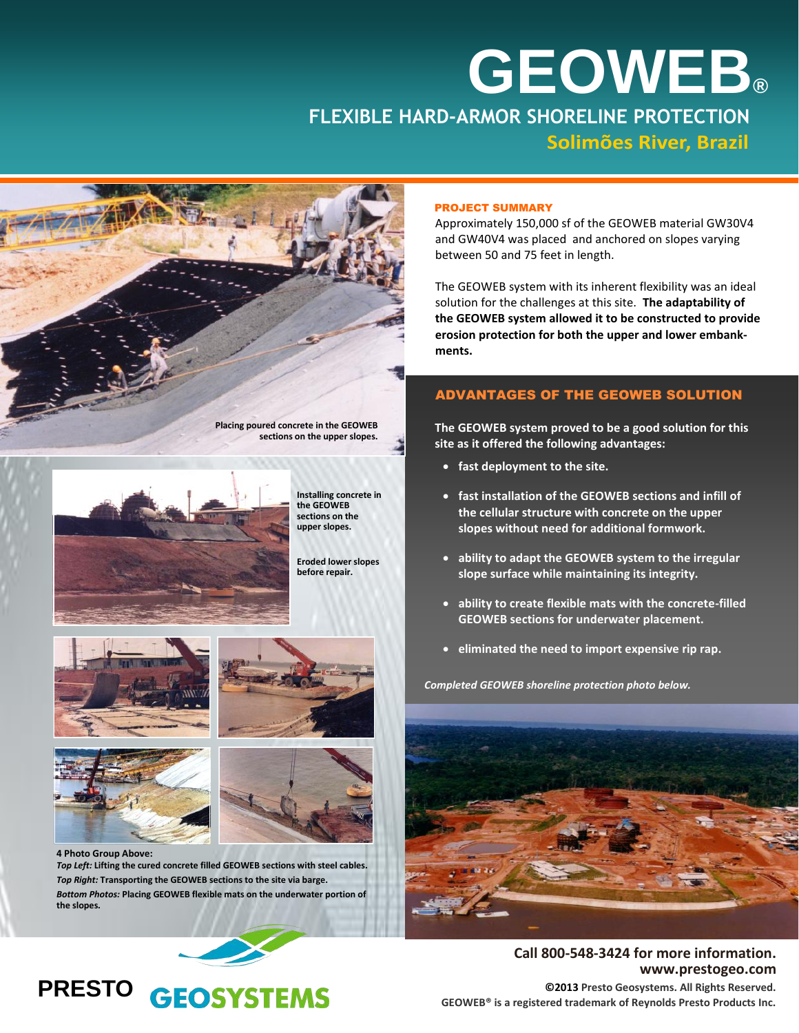# GEOWEB®

## FLEXIBLE HARD-ARMOR SHORELINE PROTECTION

### Solimões River, Brazil

Placing poured concrete in the GEOWEB sections on the upper slopes.

Installing concrete in the GEOWEB sections on the upper slopes.

Eroded lower slopes before repair.

**4 Photo Group Above:**

***Top Left:*** **Lifting the cured concrete filled GEOWEB sections with steel cables.**

***Top Right:*** **Transporting the GEOWEB sections to the site via barge.**

***Bottom Photos:*** **Placing GEOWEB flexible mats on the underwater portion of the slopes.**

## PROJECT SUMMARY

Approximately 150,000 sf of the GEOWEB material GW30V4 and GW40V4 was placed and anchored on slopes varying between 50 and 75 feet in length.

The GEOWEB system with its inherent flexibility was an ideal solution for the challenges at this site. **The adaptability of the GEOWEB system allowed it to be constructed to provide erosion protection for both the upper and lower embankments.**

## ADVANTAGES OF THE GEOWEB SOLUTION

**The GEOWEB system proved to be a good solution for this site as it offered the following advantages:**

- **fast deployment to the site.**
- **fast installation of the GEOWEB sections and infill of the cellular structure with concrete on the upper slopes without need for additional formwork.**
- **ability to adapt the GEOWEB system to the irregular slope surface while maintaining its integrity.**
- **ability to create flexible mats with the concrete-filled GEOWEB sections for underwater placement.**
- **eliminated the need to import expensive rip rap.**

*Completed GEOWEB shoreline protection photo below.*

PRESTO GEOSYSTEMS

**Call 800-548-3424 for more information.**
**www.prestogeo.com**

**©2013 Presto Geosystems. All Rights Reserved.**
**GEOWEB® is a registered trademark of Reynolds Presto Products Inc.**